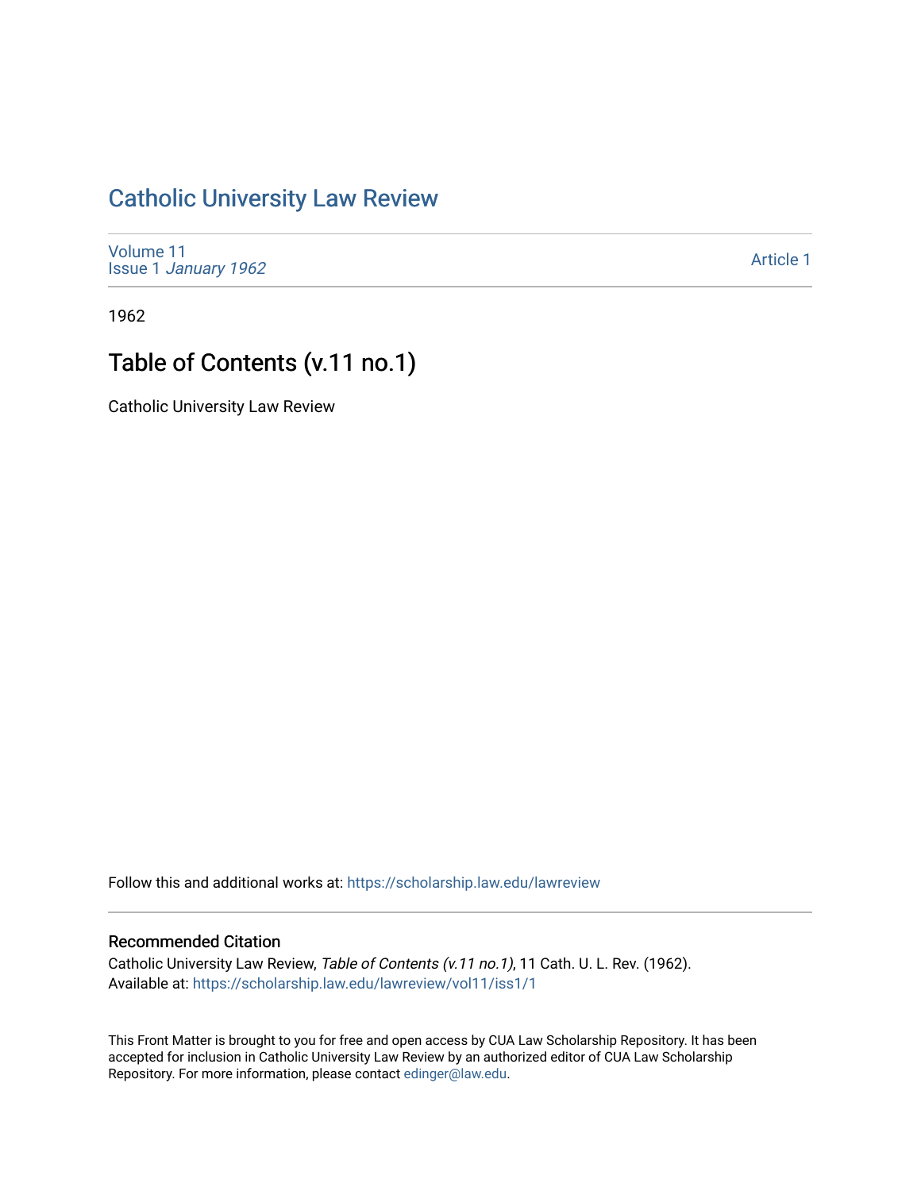# Catholic University Law Review

Volume 11
Issue 1 *January 1962*

Article 1

1962

## Table of Contents (v.11 no.1)

Catholic University Law Review

Follow this and additional works at: https://scholarship.law.edu/lawreview

### Recommended Citation

Catholic University Law Review, *Table of Contents (v.11 no.1)*, 11 Cath. U. L. Rev. (1962).
Available at: https://scholarship.law.edu/lawreview/vol11/iss1/1

This Front Matter is brought to you for free and open access by CUA Law Scholarship Repository. It has been accepted for inclusion in Catholic University Law Review by an authorized editor of CUA Law Scholarship Repository. For more information, please contact edinger@law.edu.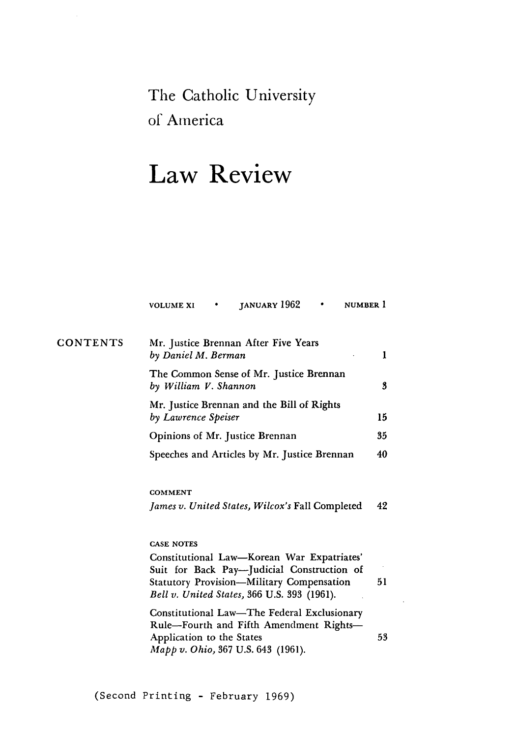# The Catholic University of America

# Law Review

VOLUME XI • JANUARY 1962 • NUMBER 1

## CONTENTS

| | |
|---|---|
| Mr. Justice Brennan After Five Years<br>*by Daniel M. Berman* | 1 |
| The Common Sense of Mr. Justice Brennan<br>*by William V. Shannon* | 3 |
| Mr. Justice Brennan and the Bill of Rights<br>*by Lawrence Speiser* | 15 |
| Opinions of Mr. Justice Brennan | 35 |
| Speeches and Articles by Mr. Justice Brennan | 40 |

### COMMENT

| | |
|---|---|
| *James v. United States, Wilcox's* Fall Completed | 42 |

### CASE NOTES

| | |
|---|---|
| Constitutional Law—Korean War Expatriates' Suit for Back Pay—Judicial Construction of Statutory Provision—Military Compensation<br>*Bell v. United States,* 366 U.S. 393 (1961). | 51 |
| Constitutional Law—The Federal Exclusionary Rule—Fourth and Fifth Amendment Rights—Application to the States<br>*Mapp v. Ohio,* 367 U.S. 643 (1961). | 53 |

(Second Printing - February 1969)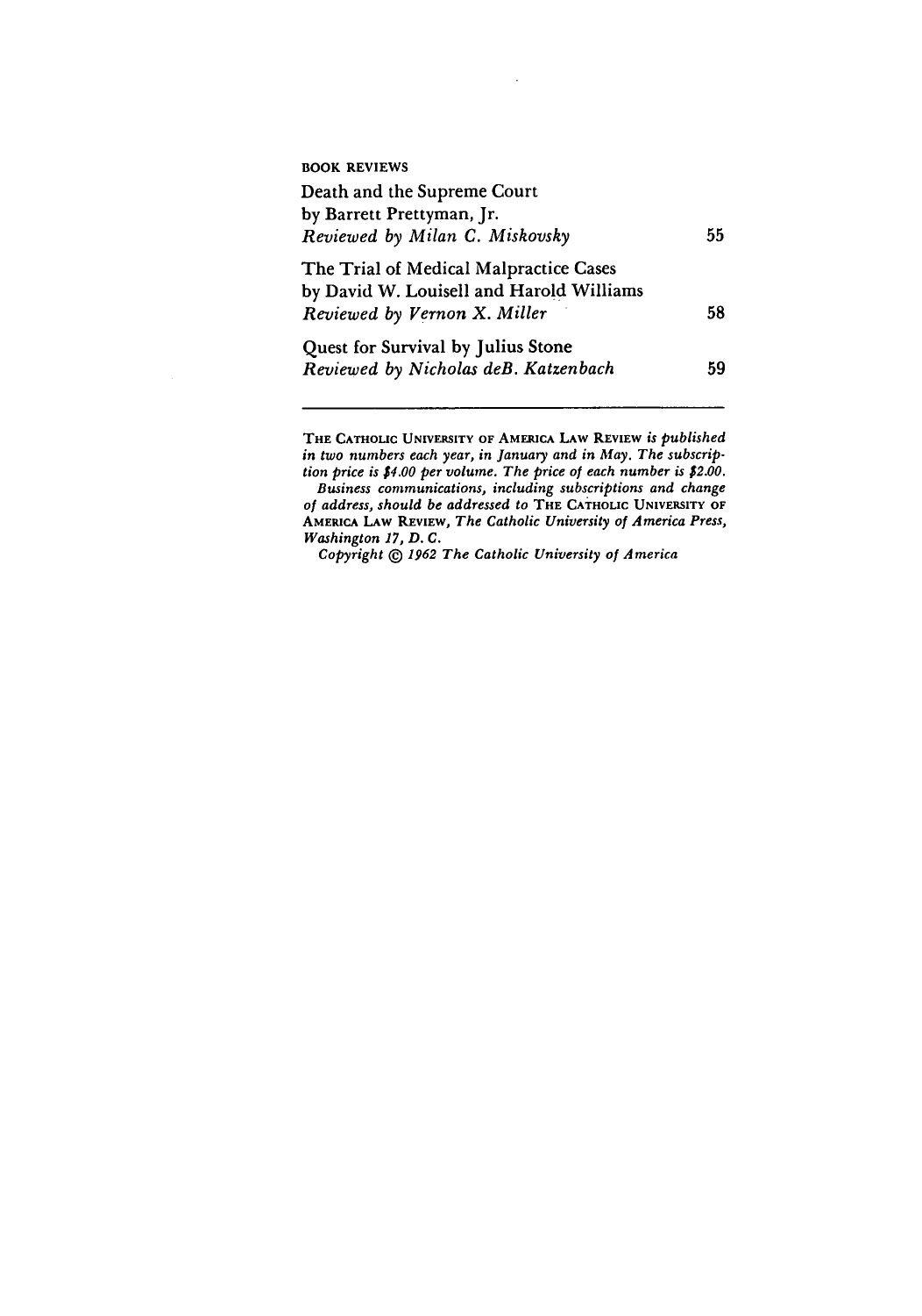BOOK REVIEWS

| | |
|---|---|
| Death and the Supreme Court<br>by Barrett Prettyman, Jr.<br>*Reviewed by Milan C. Miskovsky* | 55 |
| The Trial of Medical Malpractice Cases<br>by David W. Louisell and Harold Williams<br>*Reviewed by Vernon X. Miller* | 58 |
| Quest for Survival by Julius Stone<br>*Reviewed by Nicholas deB. Katzenbach* | 59 |

---

THE CATHOLIC UNIVERSITY OF AMERICA LAW REVIEW *is published in two numbers each year, in January and in May. The subscription price is $4.00 per volume. The price of each number is $2.00.*

*Business communications, including subscriptions and change of address, should be addressed to* THE CATHOLIC UNIVERSITY OF AMERICA LAW REVIEW, *The Catholic University of America Press, Washington 17, D. C.*

*Copyright © 1962 The Catholic University of America*